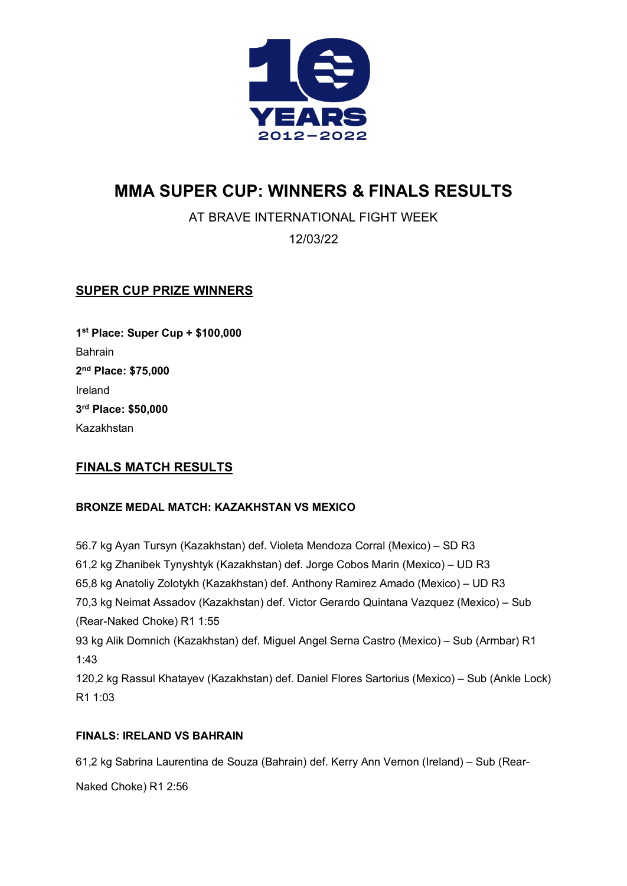# MMA SUPER CUP: WINNERS & FINALS RESULTS

AT BRAVE INTERNATIONAL FIGHT WEEK

12/03/22

## SUPER CUP PRIZE WINNERS

**1st Place: Super Cup + $100,000**
Bahrain
**2nd Place: $75,000**
Ireland
**3rd Place: $50,000**
Kazakhstan

## FINALS MATCH RESULTS

### BRONZE MEDAL MATCH: KAZAKHSTAN VS MEXICO

56.7 kg Ayan Tursyn (Kazakhstan) def. Violeta Mendoza Corral (Mexico) – SD R3
61,2 kg Zhanibek Tynyshtyk (Kazakhstan) def. Jorge Cobos Marin (Mexico) – UD R3
65,8 kg Anatoliy Zolotykh (Kazakhstan) def. Anthony Ramirez Amado (Mexico) – UD R3
70,3 kg Neimat Assadov (Kazakhstan) def. Victor Gerardo Quintana Vazquez (Mexico) – Sub (Rear-Naked Choke) R1 1:55
93 kg Alik Domnich (Kazakhstan) def. Miguel Angel Serna Castro (Mexico) – Sub (Armbar) R1 1:43
120,2 kg Rassul Khatayev (Kazakhstan) def. Daniel Flores Sartorius (Mexico) – Sub (Ankle Lock) R1 1:03

### FINALS: IRELAND VS BAHRAIN

61,2 kg Sabrina Laurentina de Souza (Bahrain) def. Kerry Ann Vernon (Ireland) – Sub (Rear-Naked Choke) R1 2:56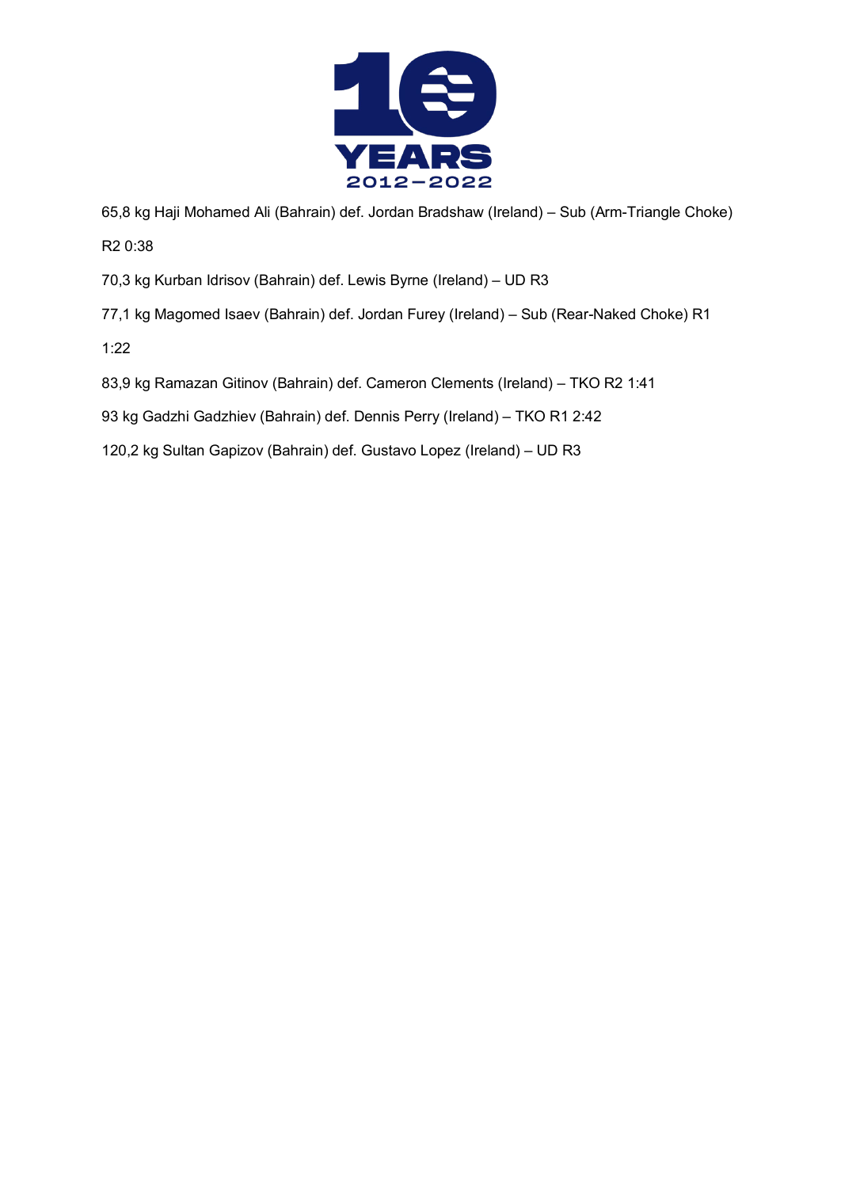65,8 kg Haji Mohamed Ali (Bahrain) def. Jordan Bradshaw (Ireland) – Sub (Arm-Triangle Choke) R2 0:38

70,3 kg Kurban Idrisov (Bahrain) def. Lewis Byrne (Ireland) – UD R3

77,1 kg Magomed Isaev (Bahrain) def. Jordan Furey (Ireland) – Sub (Rear-Naked Choke) R1 1:22

83,9 kg Ramazan Gitinov (Bahrain) def. Cameron Clements (Ireland) – TKO R2 1:41

93 kg Gadzhi Gadzhiev (Bahrain) def. Dennis Perry (Ireland) – TKO R1 2:42

120,2 kg Sultan Gapizov (Bahrain) def. Gustavo Lopez (Ireland) – UD R3